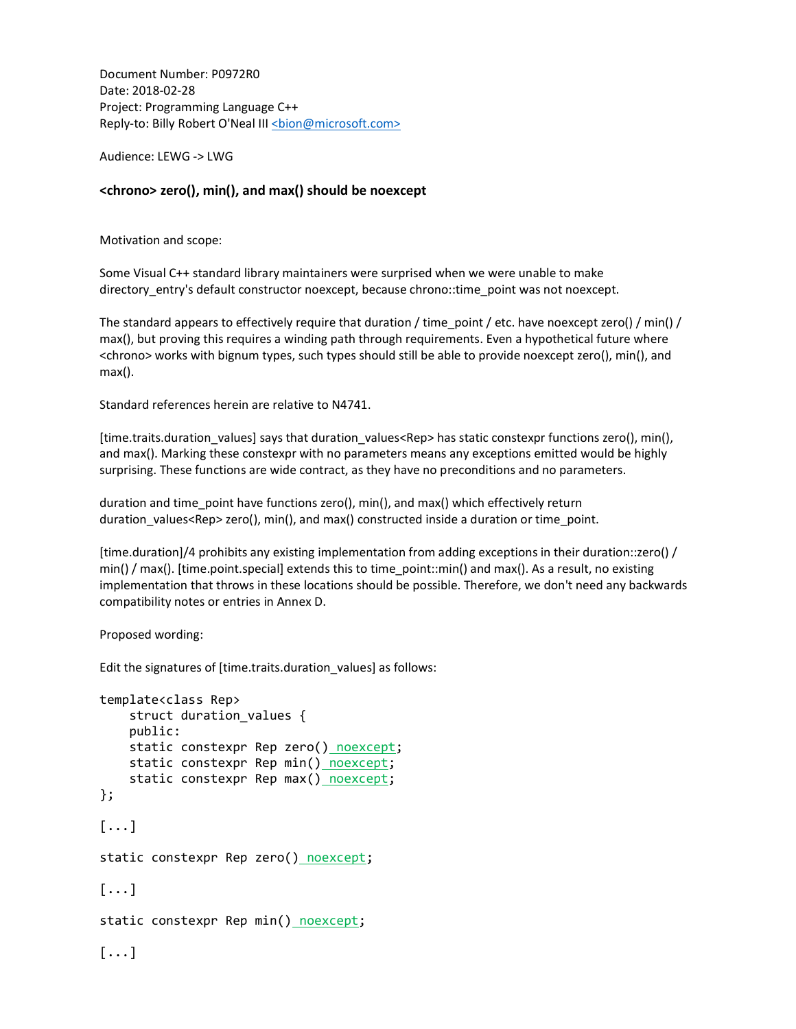Document Number: P0972R0
Date: 2018-02-28
Project: Programming Language C++
Reply-to: Billy Robert O'Neal III <bion@microsoft.com>

Audience: LEWG -> LWG

**<chrono> zero(), min(), and max() should be noexcept**

Motivation and scope:

Some Visual C++ standard library maintainers were surprised when we were unable to make directory_entry's default constructor noexcept, because chrono::time_point was not noexcept.

The standard appears to effectively require that duration / time_point / etc. have noexcept zero() / min() / max(), but proving this requires a winding path through requirements. Even a hypothetical future where <chrono> works with bignum types, such types should still be able to provide noexcept zero(), min(), and max().

Standard references herein are relative to N4741.

[time.traits.duration_values] says that duration_values<Rep> has static constexpr functions zero(), min(), and max(). Marking these constexpr with no parameters means any exceptions emitted would be highly surprising. These functions are wide contract, as they have no preconditions and no parameters.

duration and time_point have functions zero(), min(), and max() which effectively return duration_values<Rep> zero(), min(), and max() constructed inside a duration or time_point.

[time.duration]/4 prohibits any existing implementation from adding exceptions in their duration::zero() / min() / max(). [time.point.special] extends this to time_point::min() and max(). As a result, no existing implementation that throws in these locations should be possible. Therefore, we don't need any backwards compatibility notes or entries in Annex D.

Proposed wording:

Edit the signatures of [time.traits.duration_values] as follows:

```
template<class Rep>
    struct duration_values {
    public:
    static constexpr Rep zero() noexcept;
    static constexpr Rep min() noexcept;
    static constexpr Rep max() noexcept;
};

[...]

static constexpr Rep zero() noexcept;

[...]

static constexpr Rep min() noexcept;

[...]
```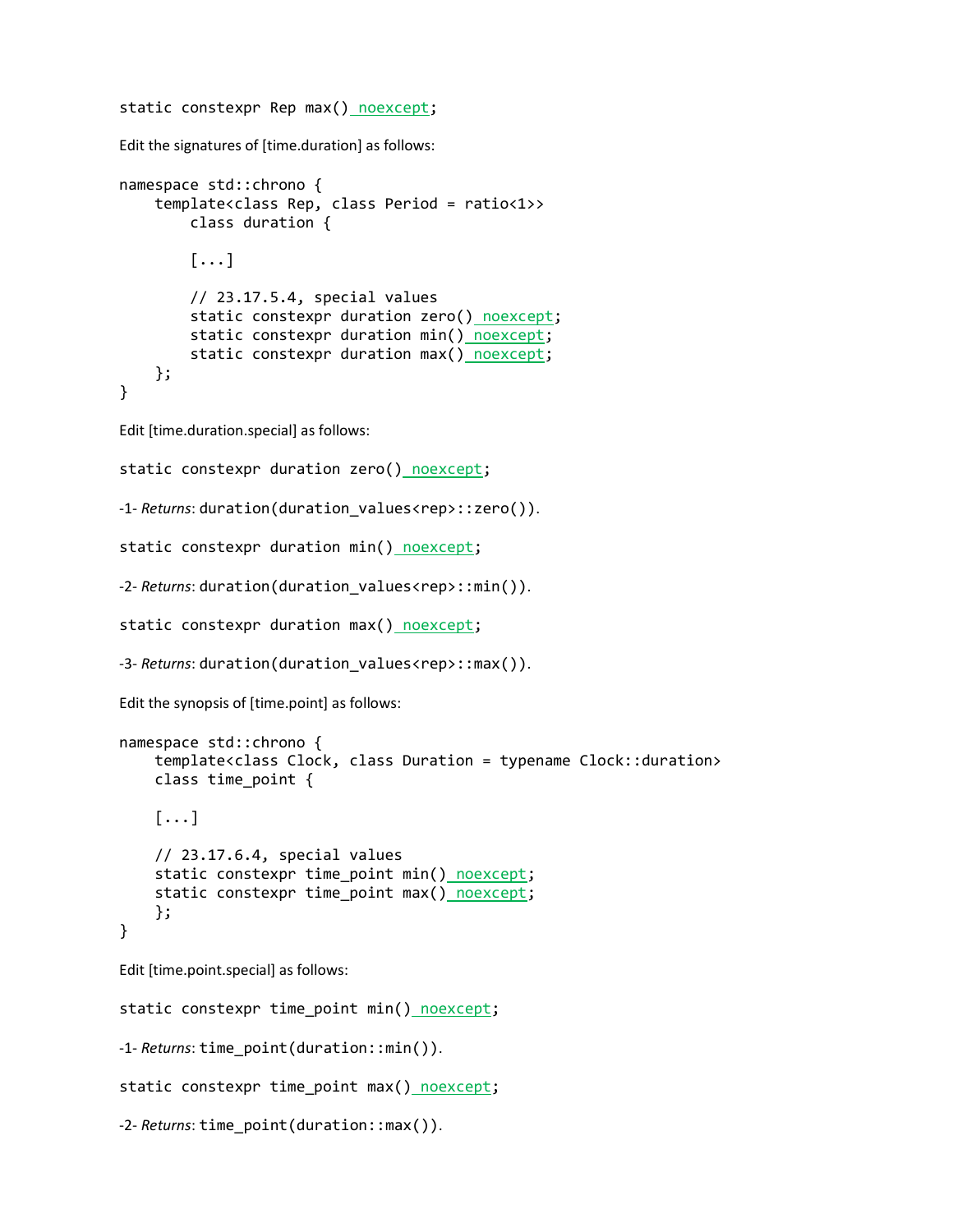```
static constexpr Rep max() noexcept;
```

Edit the signatures of [time.duration] as follows:

```
namespace std::chrono {
    template<class Rep, class Period = ratio<1>>
        class duration {

        [...]

        // 23.17.5.4, special values
        static constexpr duration zero() noexcept;
        static constexpr duration min() noexcept;
        static constexpr duration max() noexcept;
    };
}
```

Edit [time.duration.special] as follows:

```
static constexpr duration zero() noexcept;
```

-1- *Returns*: `duration(duration_values<rep>::zero())`.

```
static constexpr duration min() noexcept;
```

-2- *Returns*: `duration(duration_values<rep>::min())`.

```
static constexpr duration max() noexcept;
```

-3- *Returns*: `duration(duration_values<rep>::max())`.

Edit the synopsis of [time.point] as follows:

```
namespace std::chrono {
    template<class Clock, class Duration = typename Clock::duration>
    class time_point {

    [...]

    // 23.17.6.4, special values
    static constexpr time_point min() noexcept;
    static constexpr time_point max() noexcept;
    };
}
```

Edit [time.point.special] as follows:

```
static constexpr time_point min() noexcept;
```

-1- *Returns*: `time_point(duration::min())`.

```
static constexpr time_point max() noexcept;
```

-2- *Returns*: `time_point(duration::max())`.